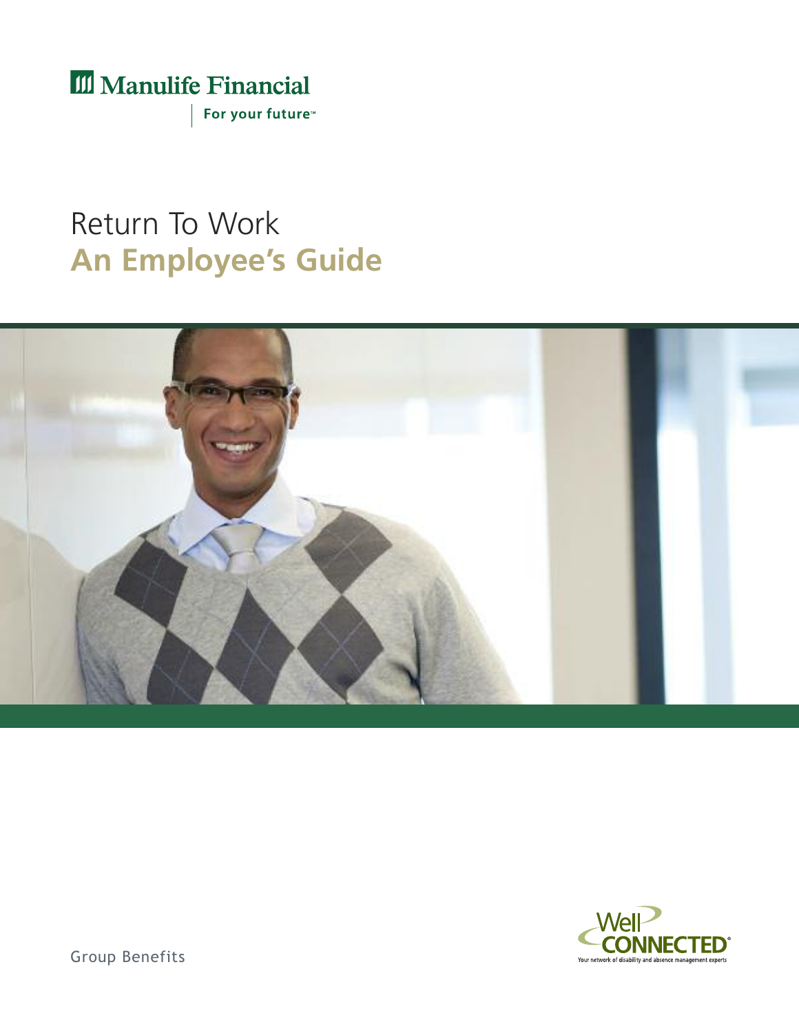Manulife Financial

For your future™

# Return To Work
## An Employee's Guide

Well CONNECTED®

Your network of disability and absence management experts

Group Benefits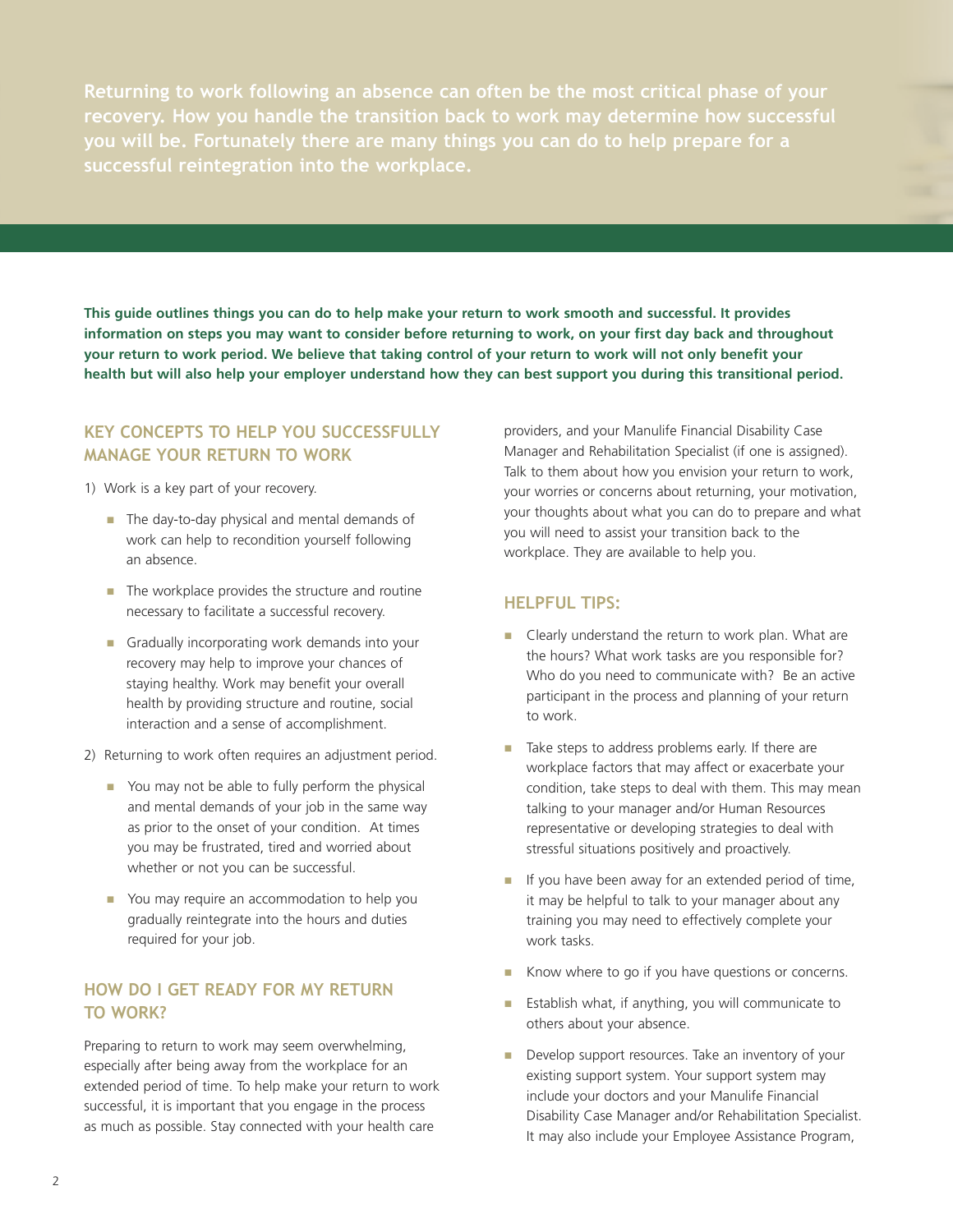**Returning to work following an absence can often be the most critical phase of your recovery. How you handle the transition back to work may determine how successful you will be. Fortunately there are many things you can do to help prepare for a successful reintegration into the workplace.**

**This guide outlines things you can do to help make your return to work smooth and successful. It provides information on steps you may want to consider before returning to work, on your first day back and throughout your return to work period. We believe that taking control of your return to work will not only benefit your health but will also help your employer understand how they can best support you during this transitional period.**

## KEY CONCEPTS TO HELP YOU SUCCESSFULLY MANAGE YOUR RETURN TO WORK

1) Work is a key part of your recovery.

- The day-to-day physical and mental demands of work can help to recondition yourself following an absence.
- The workplace provides the structure and routine necessary to facilitate a successful recovery.
- Gradually incorporating work demands into your recovery may help to improve your chances of staying healthy. Work may benefit your overall health by providing structure and routine, social interaction and a sense of accomplishment.

2) Returning to work often requires an adjustment period.

- You may not be able to fully perform the physical and mental demands of your job in the same way as prior to the onset of your condition. At times you may be frustrated, tired and worried about whether or not you can be successful.
- You may require an accommodation to help you gradually reintegrate into the hours and duties required for your job.

## HOW DO I GET READY FOR MY RETURN TO WORK?

Preparing to return to work may seem overwhelming, especially after being away from the workplace for an extended period of time. To help make your return to work successful, it is important that you engage in the process as much as possible. Stay connected with your health care providers, and your Manulife Financial Disability Case Manager and Rehabilitation Specialist (if one is assigned). Talk to them about how you envision your return to work, your worries or concerns about returning, your motivation, your thoughts about what you can do to prepare and what you will need to assist your transition back to the workplace. They are available to help you.

## HELPFUL TIPS:

- Clearly understand the return to work plan. What are the hours? What work tasks are you responsible for? Who do you need to communicate with? Be an active participant in the process and planning of your return to work.
- Take steps to address problems early. If there are workplace factors that may affect or exacerbate your condition, take steps to deal with them. This may mean talking to your manager and/or Human Resources representative or developing strategies to deal with stressful situations positively and proactively.
- If you have been away for an extended period of time, it may be helpful to talk to your manager about any training you may need to effectively complete your work tasks.
- Know where to go if you have questions or concerns.
- Establish what, if anything, you will communicate to others about your absence.
- Develop support resources. Take an inventory of your existing support system. Your support system may include your doctors and your Manulife Financial Disability Case Manager and/or Rehabilitation Specialist. It may also include your Employee Assistance Program,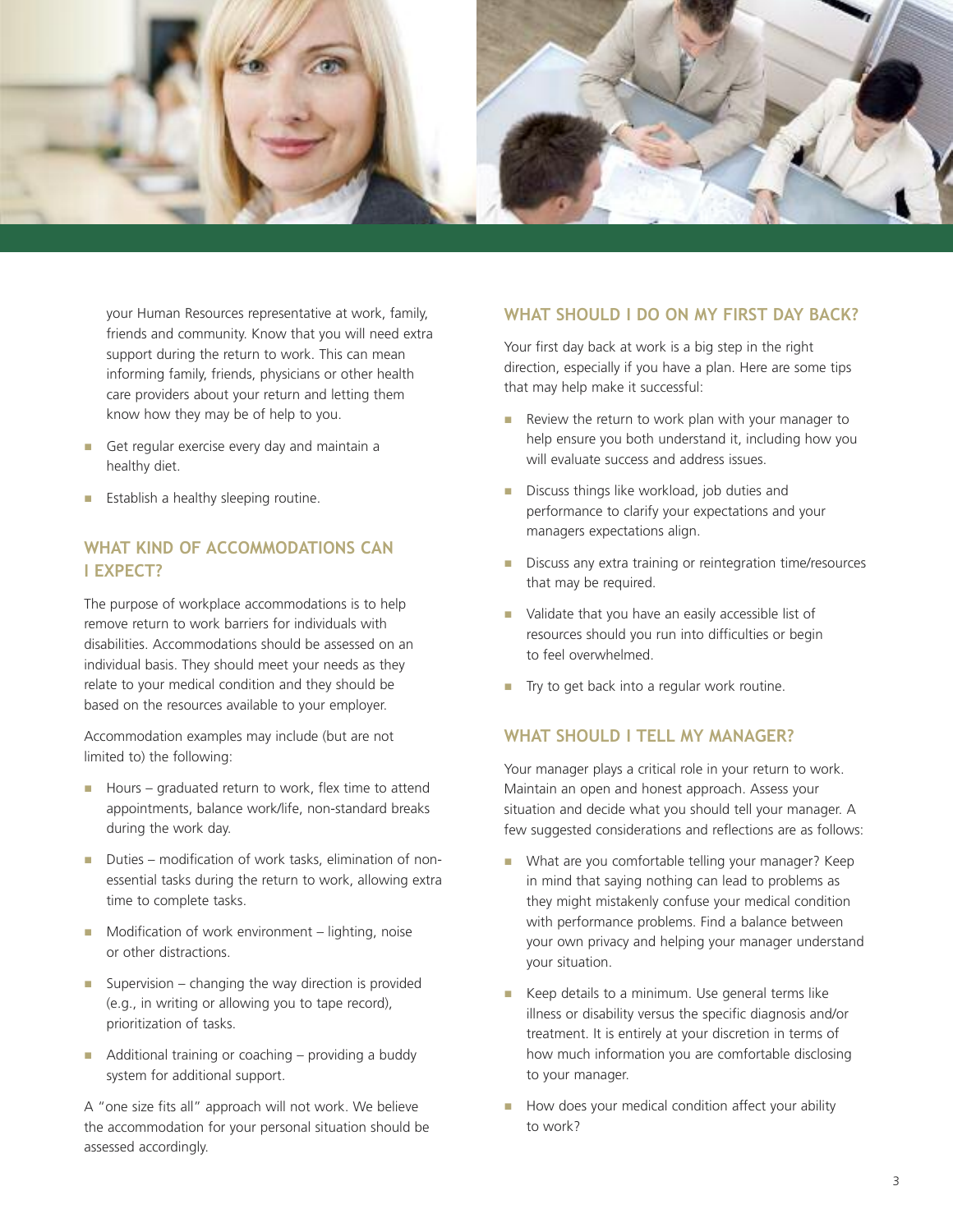your Human Resources representative at work, family, friends and community. Know that you will need extra support during the return to work. This can mean informing family, friends, physicians or other health care providers about your return and letting them know how they may be of help to you.

- Get regular exercise every day and maintain a healthy diet.
- Establish a healthy sleeping routine.

## WHAT KIND OF ACCOMMODATIONS CAN I EXPECT?

The purpose of workplace accommodations is to help remove return to work barriers for individuals with disabilities. Accommodations should be assessed on an individual basis. They should meet your needs as they relate to your medical condition and they should be based on the resources available to your employer.

Accommodation examples may include (but are not limited to) the following:

- Hours – graduated return to work, flex time to attend appointments, balance work/life, non-standard breaks during the work day.
- Duties – modification of work tasks, elimination of non-essential tasks during the return to work, allowing extra time to complete tasks.
- Modification of work environment – lighting, noise or other distractions.
- Supervision – changing the way direction is provided (e.g., in writing or allowing you to tape record), prioritization of tasks.
- Additional training or coaching – providing a buddy system for additional support.

A "one size fits all" approach will not work. We believe the accommodation for your personal situation should be assessed accordingly.

## WHAT SHOULD I DO ON MY FIRST DAY BACK?

Your first day back at work is a big step in the right direction, especially if you have a plan. Here are some tips that may help make it successful:

- Review the return to work plan with your manager to help ensure you both understand it, including how you will evaluate success and address issues.
- Discuss things like workload, job duties and performance to clarify your expectations and your managers expectations align.
- Discuss any extra training or reintegration time/resources that may be required.
- Validate that you have an easily accessible list of resources should you run into difficulties or begin to feel overwhelmed.
- Try to get back into a regular work routine.

## WHAT SHOULD I TELL MY MANAGER?

Your manager plays a critical role in your return to work. Maintain an open and honest approach. Assess your situation and decide what you should tell your manager. A few suggested considerations and reflections are as follows:

- What are you comfortable telling your manager? Keep in mind that saying nothing can lead to problems as they might mistakenly confuse your medical condition with performance problems. Find a balance between your own privacy and helping your manager understand your situation.
- Keep details to a minimum. Use general terms like illness or disability versus the specific diagnosis and/or treatment. It is entirely at your discretion in terms of how much information you are comfortable disclosing to your manager.
- How does your medical condition affect your ability to work?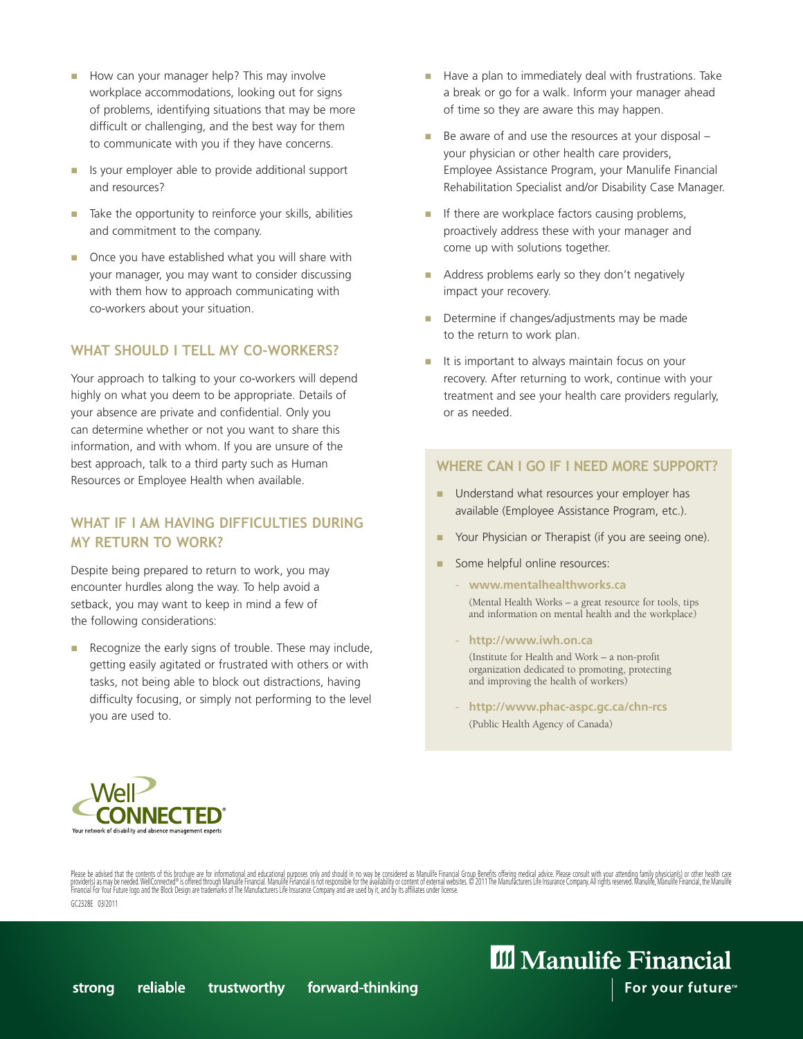- How can your manager help? This may involve workplace accommodations, looking out for signs of problems, identifying situations that may be more difficult or challenging, and the best way for them to communicate with you if they have concerns.
- Is your employer able to provide additional support and resources?
- Take the opportunity to reinforce your skills, abilities and commitment to the company.
- Once you have established what you will share with your manager, you may want to consider discussing with them how to approach communicating with co-workers about your situation.

## WHAT SHOULD I TELL MY CO-WORKERS?

Your approach to talking to your co-workers will depend highly on what you deem to be appropriate. Details of your absence are private and confidential. Only you can determine whether or not you want to share this information, and with whom. If you are unsure of the best approach, talk to a third party such as Human Resources or Employee Health when available.

## WHAT IF I AM HAVING DIFFICULTIES DURING MY RETURN TO WORK?

Despite being prepared to return to work, you may encounter hurdles along the way. To help avoid a setback, you may want to keep in mind a few of the following considerations:

- Recognize the early signs of trouble. These may include, getting easily agitated or frustrated with others or with tasks, not being able to block out distractions, having difficulty focusing, or simply not performing to the level you are used to.
- Have a plan to immediately deal with frustrations. Take a break or go for a walk. Inform your manager ahead of time so they are aware this may happen.
- Be aware of and use the resources at your disposal – your physician or other health care providers, Employee Assistance Program, your Manulife Financial Rehabilitation Specialist and/or Disability Case Manager.
- If there are workplace factors causing problems, proactively address these with your manager and come up with solutions together.
- Address problems early so they don't negatively impact your recovery.
- Determine if changes/adjustments may be made to the return to work plan.
- It is important to always maintain focus on your recovery. After returning to work, continue with your treatment and see your health care providers regularly, or as needed.

## WHERE CAN I GO IF I NEED MORE SUPPORT?

- Understand what resources your employer has available (Employee Assistance Program, etc.).
- Your Physician or Therapist (if you are seeing one).
- Some helpful online resources:
  - **www.mentalhealthworks.ca**
    (Mental Health Works – a great resource for tools, tips and information on mental health and the workplace)
  - **http://www.iwh.on.ca**
    (Institute for Health and Work – a non-profit organization dedicated to promoting, protecting and improving the health of workers)
  - **http://www.phac-aspc.gc.ca/chn-rcs**
    (Public Health Agency of Canada)

Well CONNECTED®
Your network of disability and absence management experts

Please be advised that the contents of this brochure are for informational and educational purposes only and should in no way be considered as Manulife Financial Group Benefits offering medical advice. Please consult with your attending family physician(s) or other health care provider(s) as may be needed. WellConnected® is offered through Manulife Financial. Manulife Financial is not responsible for the availability or content of external websites. © 2011 The Manufacturers Life Insurance Company. All rights reserved. Manulife, Manulife Financial, the Manulife Financial For Your Future logo and the Block Design are trademarks of The Manufacturers Life Insurance Company and are used by it, and by its affiliates under license.

GC2328E 03/2011

strong reliable trustworthy forward-thinking

Manulife Financial
For your future™